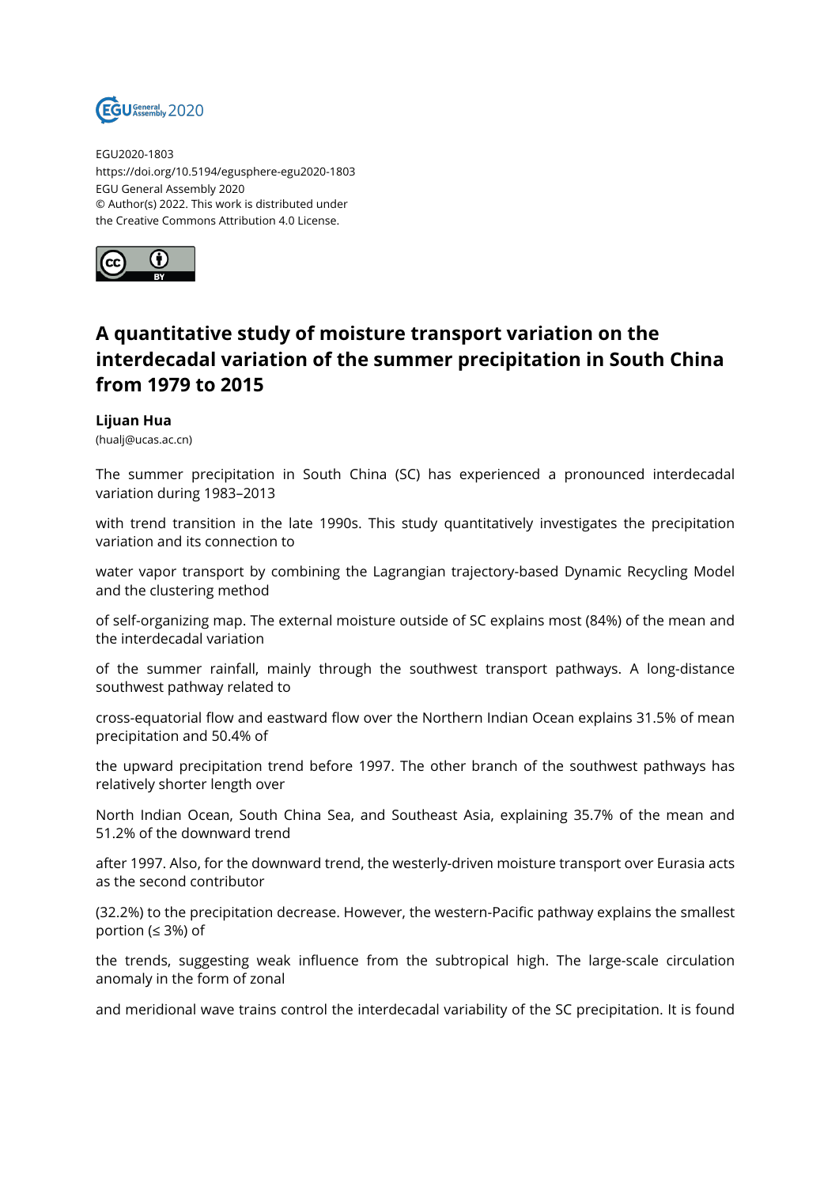EGU2020-1803
https://doi.org/10.5194/egusphere-egu2020-1803
EGU General Assembly 2020
© Author(s) 2022. This work is distributed under
the Creative Commons Attribution 4.0 License.

# A quantitative study of moisture transport variation on the interdecadal variation of the summer precipitation in South China from 1979 to 2015

**Lijuan Hua**
(hualj@ucas.ac.cn)

The summer precipitation in South China (SC) has experienced a pronounced interdecadal variation during 1983–2013

with trend transition in the late 1990s. This study quantitatively investigates the precipitation variation and its connection to

water vapor transport by combining the Lagrangian trajectory-based Dynamic Recycling Model and the clustering method

of self-organizing map. The external moisture outside of SC explains most (84%) of the mean and the interdecadal variation

of the summer rainfall, mainly through the southwest transport pathways. A long-distance southwest pathway related to

cross-equatorial flow and eastward flow over the Northern Indian Ocean explains 31.5% of mean precipitation and 50.4% of

the upward precipitation trend before 1997. The other branch of the southwest pathways has relatively shorter length over

North Indian Ocean, South China Sea, and Southeast Asia, explaining 35.7% of the mean and 51.2% of the downward trend

after 1997. Also, for the downward trend, the westerly-driven moisture transport over Eurasia acts as the second contributor

(32.2%) to the precipitation decrease. However, the western-Pacific pathway explains the smallest portion (≤ 3%) of

the trends, suggesting weak influence from the subtropical high. The large-scale circulation anomaly in the form of zonal

and meridional wave trains control the interdecadal variability of the SC precipitation. It is found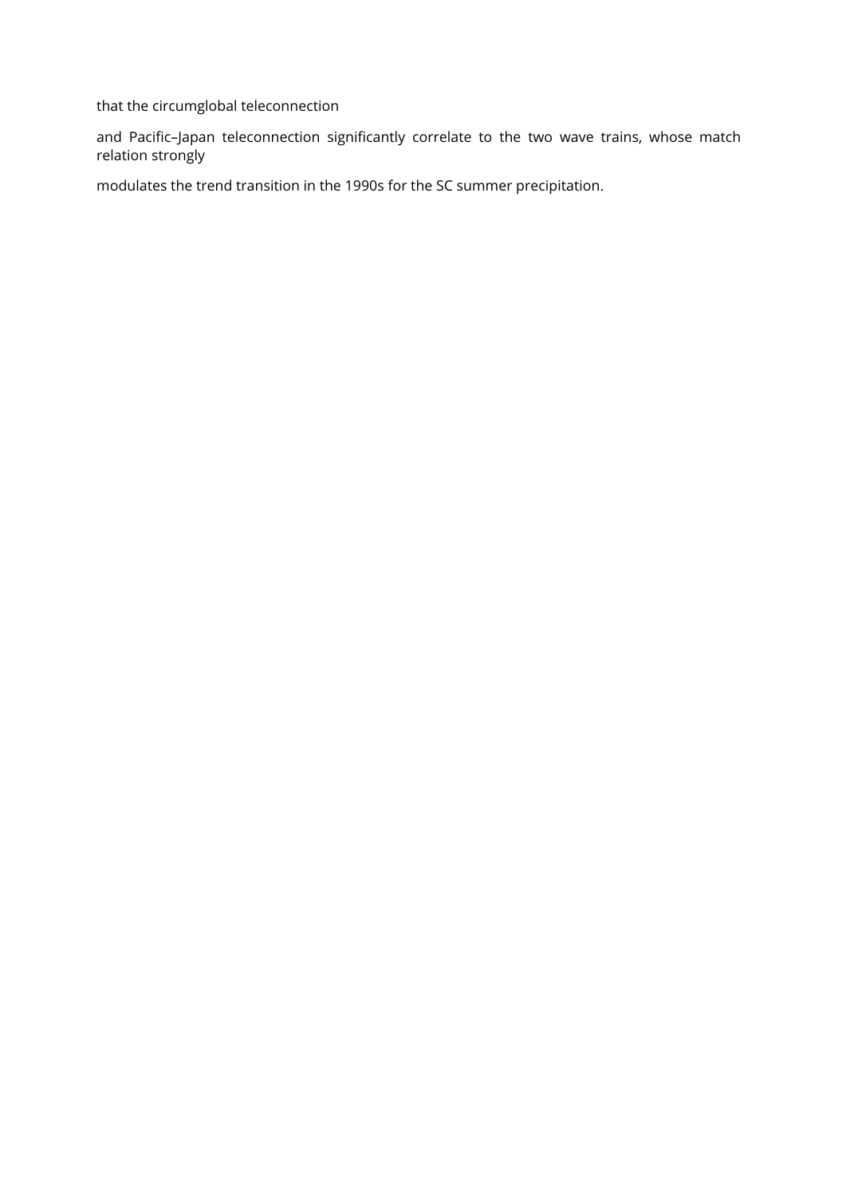that the circumglobal teleconnection

and Pacific–Japan teleconnection significantly correlate to the two wave trains, whose match relation strongly

modulates the trend transition in the 1990s for the SC summer precipitation.